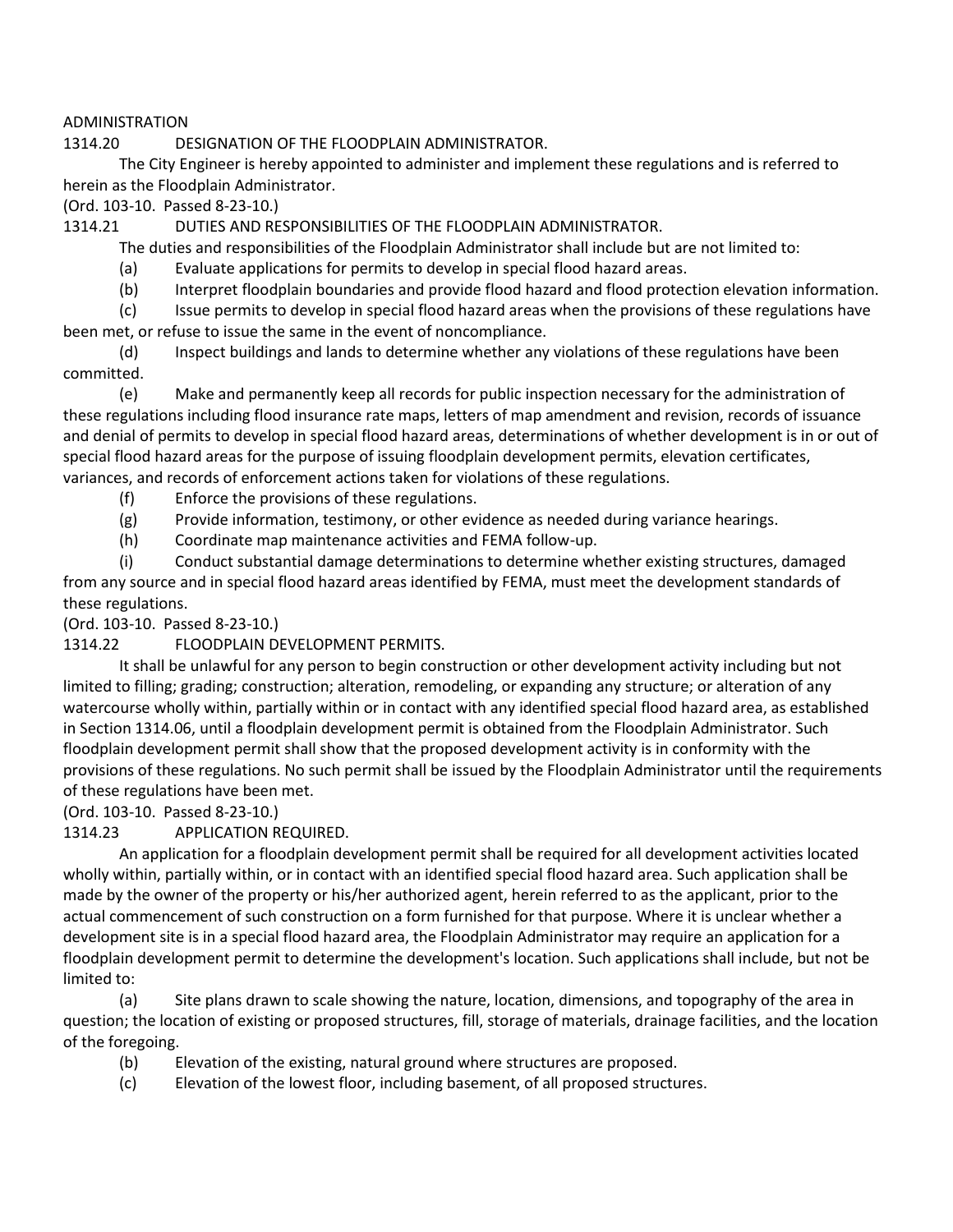# ADMINISTRATION

## 1314.20 DESIGNATION OF THE FLOODPLAIN ADMINISTRATOR.

The City Engineer is hereby appointed to administer and implement these regulations and is referred to herein as the Floodplain Administrator.

(Ord. 103-10. Passed 8-23-10.)

## 1314.21 DUTIES AND RESPONSIBILITIES OF THE FLOODPLAIN ADMINISTRATOR.

The duties and responsibilities of the Floodplain Administrator shall include but are not limited to:

(a) Evaluate applications for permits to develop in special flood hazard areas.

(b) Interpret floodplain boundaries and provide flood hazard and flood protection elevation information.

(c) Issue permits to develop in special flood hazard areas when the provisions of these regulations have been met, or refuse to issue the same in the event of noncompliance.

(d) Inspect buildings and lands to determine whether any violations of these regulations have been committed.

(e) Make and permanently keep all records for public inspection necessary for the administration of these regulations including flood insurance rate maps, letters of map amendment and revision, records of issuance and denial of permits to develop in special flood hazard areas, determinations of whether development is in or out of special flood hazard areas for the purpose of issuing floodplain development permits, elevation certificates, variances, and records of enforcement actions taken for violations of these regulations.

(f) Enforce the provisions of these regulations.

(g) Provide information, testimony, or other evidence as needed during variance hearings.

(h) Coordinate map maintenance activities and FEMA follow-up.

(i) Conduct substantial damage determinations to determine whether existing structures, damaged from any source and in special flood hazard areas identified by FEMA, must meet the development standards of these regulations.

(Ord. 103-10. Passed 8-23-10.)

## 1314.22 FLOODPLAIN DEVELOPMENT PERMITS.

It shall be unlawful for any person to begin construction or other development activity including but not limited to filling; grading; construction; alteration, remodeling, or expanding any structure; or alteration of any watercourse wholly within, partially within or in contact with any identified special flood hazard area, as established in Section 1314.06, until a floodplain development permit is obtained from the Floodplain Administrator. Such floodplain development permit shall show that the proposed development activity is in conformity with the provisions of these regulations. No such permit shall be issued by the Floodplain Administrator until the requirements of these regulations have been met.

(Ord. 103-10. Passed 8-23-10.)

## 1314.23 APPLICATION REQUIRED.

An application for a floodplain development permit shall be required for all development activities located wholly within, partially within, or in contact with an identified special flood hazard area. Such application shall be made by the owner of the property or his/her authorized agent, herein referred to as the applicant, prior to the actual commencement of such construction on a form furnished for that purpose. Where it is unclear whether a development site is in a special flood hazard area, the Floodplain Administrator may require an application for a floodplain development permit to determine the development's location. Such applications shall include, but not be limited to:

(a) Site plans drawn to scale showing the nature, location, dimensions, and topography of the area in question; the location of existing or proposed structures, fill, storage of materials, drainage facilities, and the location of the foregoing.

(b) Elevation of the existing, natural ground where structures are proposed.

(c) Elevation of the lowest floor, including basement, of all proposed structures.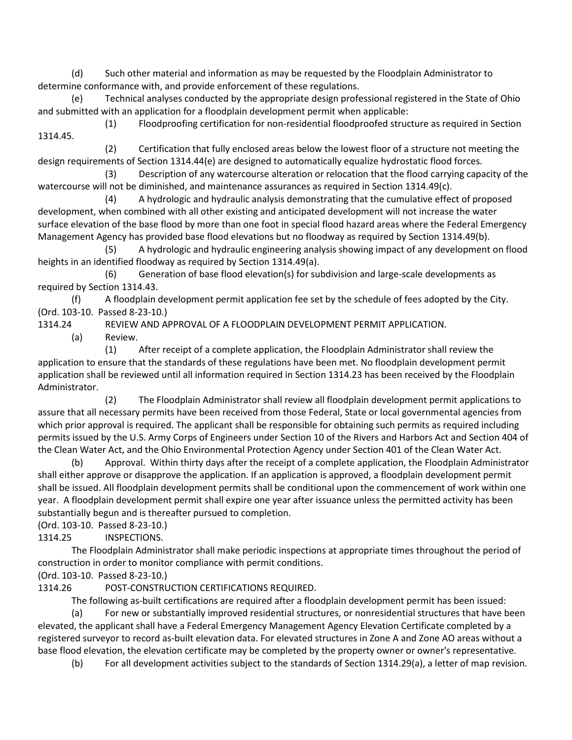(d) Such other material and information as may be requested by the Floodplain Administrator to determine conformance with, and provide enforcement of these regulations.

(e) Technical analyses conducted by the appropriate design professional registered in the State of Ohio and submitted with an application for a floodplain development permit when applicable:

(1) Floodproofing certification for non-residential floodproofed structure as required in Section 1314.45.

(2) Certification that fully enclosed areas below the lowest floor of a structure not meeting the design requirements of Section 1314.44(e) are designed to automatically equalize hydrostatic flood forces.

(3) Description of any watercourse alteration or relocation that the flood carrying capacity of the watercourse will not be diminished, and maintenance assurances as required in Section 1314.49(c).

(4) A hydrologic and hydraulic analysis demonstrating that the cumulative effect of proposed development, when combined with all other existing and anticipated development will not increase the water surface elevation of the base flood by more than one foot in special flood hazard areas where the Federal Emergency Management Agency has provided base flood elevations but no floodway as required by Section 1314.49(b).

(5) A hydrologic and hydraulic engineering analysis showing impact of any development on flood heights in an identified floodway as required by Section 1314.49(a).

(6) Generation of base flood elevation(s) for subdivision and large-scale developments as required by Section 1314.43.

(f) A floodplain development permit application fee set by the schedule of fees adopted by the City.

(Ord. 103-10. Passed 8-23-10.)

1314.24 REVIEW AND APPROVAL OF A FLOODPLAIN DEVELOPMENT PERMIT APPLICATION.

(a) Review.

(1) After receipt of a complete application, the Floodplain Administrator shall review the application to ensure that the standards of these regulations have been met. No floodplain development permit application shall be reviewed until all information required in Section 1314.23 has been received by the Floodplain Administrator.

(2) The Floodplain Administrator shall review all floodplain development permit applications to assure that all necessary permits have been received from those Federal, State or local governmental agencies from which prior approval is required. The applicant shall be responsible for obtaining such permits as required including permits issued by the U.S. Army Corps of Engineers under Section 10 of the Rivers and Harbors Act and Section 404 of the Clean Water Act, and the Ohio Environmental Protection Agency under Section 401 of the Clean Water Act.

(b) Approval. Within thirty days after the receipt of a complete application, the Floodplain Administrator shall either approve or disapprove the application. If an application is approved, a floodplain development permit shall be issued. All floodplain development permits shall be conditional upon the commencement of work within one year. A floodplain development permit shall expire one year after issuance unless the permitted activity has been substantially begun and is thereafter pursued to completion.

(Ord. 103-10. Passed 8-23-10.)

1314.25 INSPECTIONS.

The Floodplain Administrator shall make periodic inspections at appropriate times throughout the period of construction in order to monitor compliance with permit conditions.

(Ord. 103-10. Passed 8-23-10.)

1314.26 POST-CONSTRUCTION CERTIFICATIONS REQUIRED.

The following as-built certifications are required after a floodplain development permit has been issued:

(a) For new or substantially improved residential structures, or nonresidential structures that have been elevated, the applicant shall have a Federal Emergency Management Agency Elevation Certificate completed by a registered surveyor to record as-built elevation data. For elevated structures in Zone A and Zone AO areas without a base flood elevation, the elevation certificate may be completed by the property owner or owner's representative.

(b) For all development activities subject to the standards of Section 1314.29(a), a letter of map revision.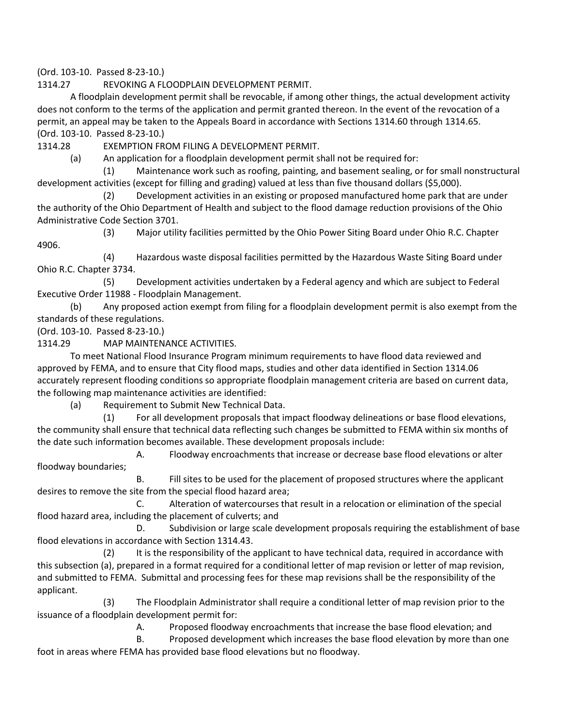(Ord. 103-10. Passed 8-23-10.)

## 1314.27 REVOKING A FLOODPLAIN DEVELOPMENT PERMIT.

A floodplain development permit shall be revocable, if among other things, the actual development activity does not conform to the terms of the application and permit granted thereon. In the event of the revocation of a permit, an appeal may be taken to the Appeals Board in accordance with Sections 1314.60 through 1314.65.
(Ord. 103-10. Passed 8-23-10.)

## 1314.28 EXEMPTION FROM FILING A DEVELOPMENT PERMIT.

(a) An application for a floodplain development permit shall not be required for:

(1) Maintenance work such as roofing, painting, and basement sealing, or for small nonstructural development activities (except for filling and grading) valued at less than five thousand dollars ($5,000).

(2) Development activities in an existing or proposed manufactured home park that are under the authority of the Ohio Department of Health and subject to the flood damage reduction provisions of the Ohio Administrative Code Section 3701.

(3) Major utility facilities permitted by the Ohio Power Siting Board under Ohio R.C. Chapter 4906.

(4) Hazardous waste disposal facilities permitted by the Hazardous Waste Siting Board under Ohio R.C. Chapter 3734.

(5) Development activities undertaken by a Federal agency and which are subject to Federal Executive Order 11988 - Floodplain Management.

(b) Any proposed action exempt from filing for a floodplain development permit is also exempt from the standards of these regulations.
(Ord. 103-10. Passed 8-23-10.)

## 1314.29 MAP MAINTENANCE ACTIVITIES.

To meet National Flood Insurance Program minimum requirements to have flood data reviewed and approved by FEMA, and to ensure that City flood maps, studies and other data identified in Section 1314.06 accurately represent flooding conditions so appropriate floodplain management criteria are based on current data, the following map maintenance activities are identified:

(a) Requirement to Submit New Technical Data.

(1) For all development proposals that impact floodway delineations or base flood elevations, the community shall ensure that technical data reflecting such changes be submitted to FEMA within six months of the date such information becomes available. These development proposals include:

A. Floodway encroachments that increase or decrease base flood elevations or alter floodway boundaries;

B. Fill sites to be used for the placement of proposed structures where the applicant desires to remove the site from the special flood hazard area;

C. Alteration of watercourses that result in a relocation or elimination of the special flood hazard area, including the placement of culverts; and

D. Subdivision or large scale development proposals requiring the establishment of base flood elevations in accordance with Section 1314.43.

(2) It is the responsibility of the applicant to have technical data, required in accordance with this subsection (a), prepared in a format required for a conditional letter of map revision or letter of map revision, and submitted to FEMA. Submittal and processing fees for these map revisions shall be the responsibility of the applicant.

(3) The Floodplain Administrator shall require a conditional letter of map revision prior to the issuance of a floodplain development permit for:

A. Proposed floodway encroachments that increase the base flood elevation; and

B. Proposed development which increases the base flood elevation by more than one foot in areas where FEMA has provided base flood elevations but no floodway.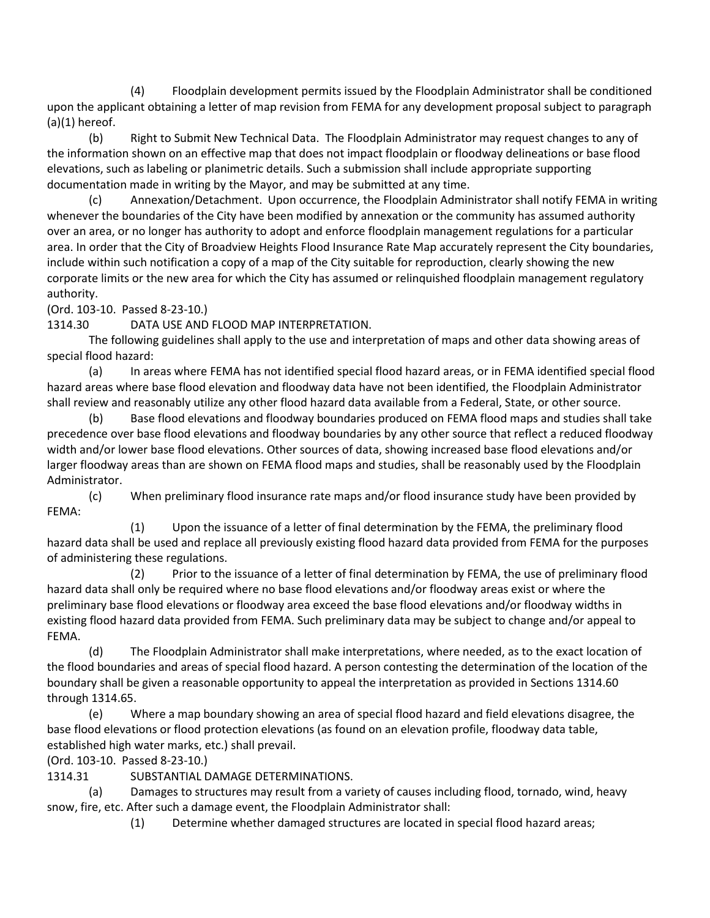(4) Floodplain development permits issued by the Floodplain Administrator shall be conditioned upon the applicant obtaining a letter of map revision from FEMA for any development proposal subject to paragraph (a)(1) hereof.

(b) Right to Submit New Technical Data. The Floodplain Administrator may request changes to any of the information shown on an effective map that does not impact floodplain or floodway delineations or base flood elevations, such as labeling or planimetric details. Such a submission shall include appropriate supporting documentation made in writing by the Mayor, and may be submitted at any time.

(c) Annexation/Detachment. Upon occurrence, the Floodplain Administrator shall notify FEMA in writing whenever the boundaries of the City have been modified by annexation or the community has assumed authority over an area, or no longer has authority to adopt and enforce floodplain management regulations for a particular area. In order that the City of Broadview Heights Flood Insurance Rate Map accurately represent the City boundaries, include within such notification a copy of a map of the City suitable for reproduction, clearly showing the new corporate limits or the new area for which the City has assumed or relinquished floodplain management regulatory authority.

(Ord. 103-10. Passed 8-23-10.)

1314.30 DATA USE AND FLOOD MAP INTERPRETATION.

The following guidelines shall apply to the use and interpretation of maps and other data showing areas of special flood hazard:

(a) In areas where FEMA has not identified special flood hazard areas, or in FEMA identified special flood hazard areas where base flood elevation and floodway data have not been identified, the Floodplain Administrator shall review and reasonably utilize any other flood hazard data available from a Federal, State, or other source.

(b) Base flood elevations and floodway boundaries produced on FEMA flood maps and studies shall take precedence over base flood elevations and floodway boundaries by any other source that reflect a reduced floodway width and/or lower base flood elevations. Other sources of data, showing increased base flood elevations and/or larger floodway areas than are shown on FEMA flood maps and studies, shall be reasonably used by the Floodplain Administrator.

(c) When preliminary flood insurance rate maps and/or flood insurance study have been provided by FEMA:

(1) Upon the issuance of a letter of final determination by the FEMA, the preliminary flood hazard data shall be used and replace all previously existing flood hazard data provided from FEMA for the purposes of administering these regulations.

(2) Prior to the issuance of a letter of final determination by FEMA, the use of preliminary flood hazard data shall only be required where no base flood elevations and/or floodway areas exist or where the preliminary base flood elevations or floodway area exceed the base flood elevations and/or floodway widths in existing flood hazard data provided from FEMA. Such preliminary data may be subject to change and/or appeal to FEMA.

(d) The Floodplain Administrator shall make interpretations, where needed, as to the exact location of the flood boundaries and areas of special flood hazard. A person contesting the determination of the location of the boundary shall be given a reasonable opportunity to appeal the interpretation as provided in Sections 1314.60 through 1314.65.

(e) Where a map boundary showing an area of special flood hazard and field elevations disagree, the base flood elevations or flood protection elevations (as found on an elevation profile, floodway data table, established high water marks, etc.) shall prevail.

(Ord. 103-10. Passed 8-23-10.)

1314.31 SUBSTANTIAL DAMAGE DETERMINATIONS.

(a) Damages to structures may result from a variety of causes including flood, tornado, wind, heavy snow, fire, etc. After such a damage event, the Floodplain Administrator shall:

(1) Determine whether damaged structures are located in special flood hazard areas;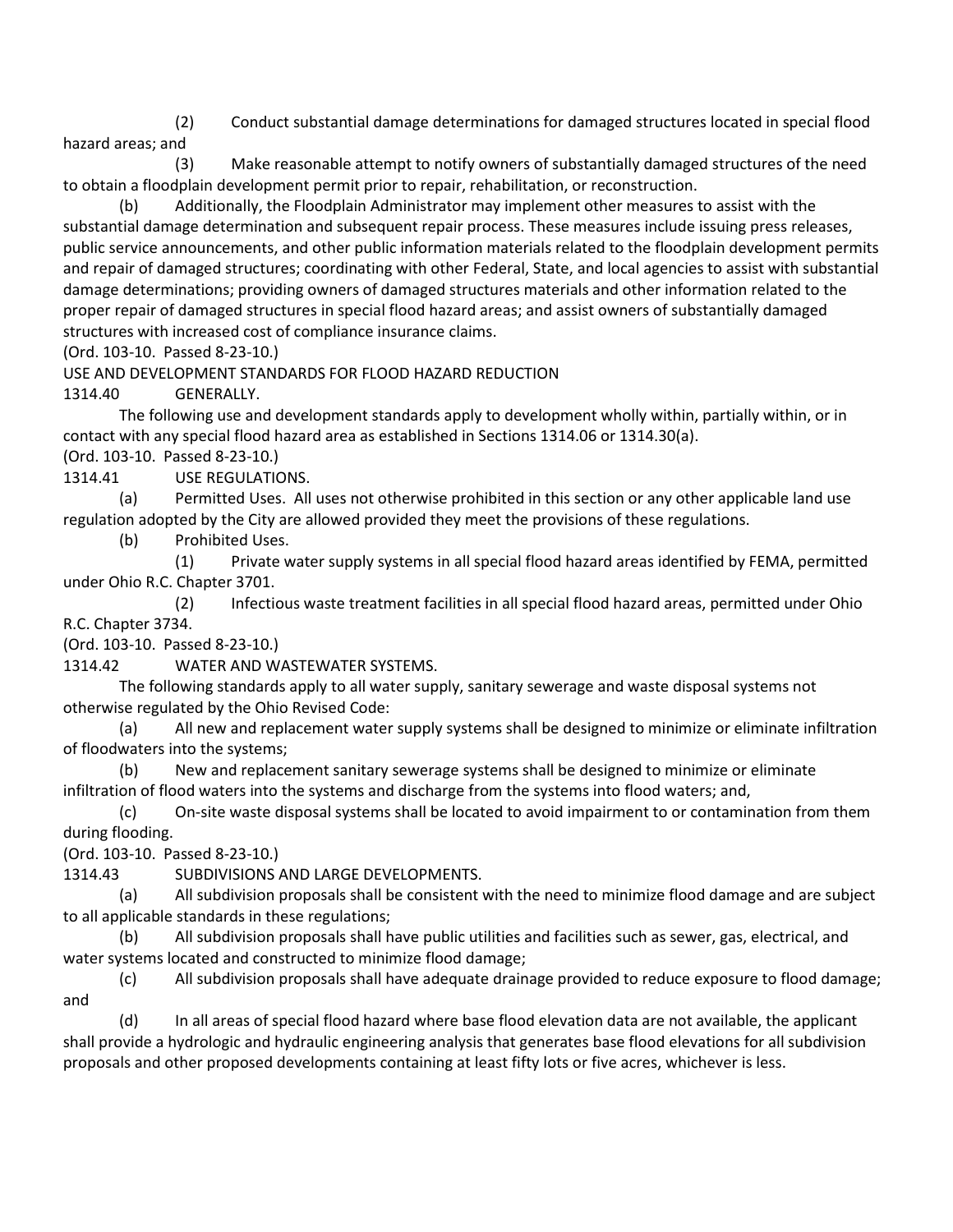(2) Conduct substantial damage determinations for damaged structures located in special flood hazard areas; and

(3) Make reasonable attempt to notify owners of substantially damaged structures of the need to obtain a floodplain development permit prior to repair, rehabilitation, or reconstruction.

(b) Additionally, the Floodplain Administrator may implement other measures to assist with the substantial damage determination and subsequent repair process. These measures include issuing press releases, public service announcements, and other public information materials related to the floodplain development permits and repair of damaged structures; coordinating with other Federal, State, and local agencies to assist with substantial damage determinations; providing owners of damaged structures materials and other information related to the proper repair of damaged structures in special flood hazard areas; and assist owners of substantially damaged structures with increased cost of compliance insurance claims.

(Ord. 103-10. Passed 8-23-10.)

## USE AND DEVELOPMENT STANDARDS FOR FLOOD HAZARD REDUCTION

### 1314.40 GENERALLY.

The following use and development standards apply to development wholly within, partially within, or in contact with any special flood hazard area as established in Sections 1314.06 or 1314.30(a).

(Ord. 103-10. Passed 8-23-10.)

### 1314.41 USE REGULATIONS.

(a) Permitted Uses. All uses not otherwise prohibited in this section or any other applicable land use regulation adopted by the City are allowed provided they meet the provisions of these regulations.

(b) Prohibited Uses.

(1) Private water supply systems in all special flood hazard areas identified by FEMA, permitted under Ohio R.C. Chapter 3701.

(2) Infectious waste treatment facilities in all special flood hazard areas, permitted under Ohio R.C. Chapter 3734.

(Ord. 103-10. Passed 8-23-10.)

### 1314.42 WATER AND WASTEWATER SYSTEMS.

The following standards apply to all water supply, sanitary sewerage and waste disposal systems not otherwise regulated by the Ohio Revised Code:

(a) All new and replacement water supply systems shall be designed to minimize or eliminate infiltration of floodwaters into the systems;

(b) New and replacement sanitary sewerage systems shall be designed to minimize or eliminate infiltration of flood waters into the systems and discharge from the systems into flood waters; and,

(c) On-site waste disposal systems shall be located to avoid impairment to or contamination from them during flooding.

(Ord. 103-10. Passed 8-23-10.)

### 1314.43 SUBDIVISIONS AND LARGE DEVELOPMENTS.

(a) All subdivision proposals shall be consistent with the need to minimize flood damage and are subject to all applicable standards in these regulations;

(b) All subdivision proposals shall have public utilities and facilities such as sewer, gas, electrical, and water systems located and constructed to minimize flood damage;

(c) All subdivision proposals shall have adequate drainage provided to reduce exposure to flood damage; and

(d) In all areas of special flood hazard where base flood elevation data are not available, the applicant shall provide a hydrologic and hydraulic engineering analysis that generates base flood elevations for all subdivision proposals and other proposed developments containing at least fifty lots or five acres, whichever is less.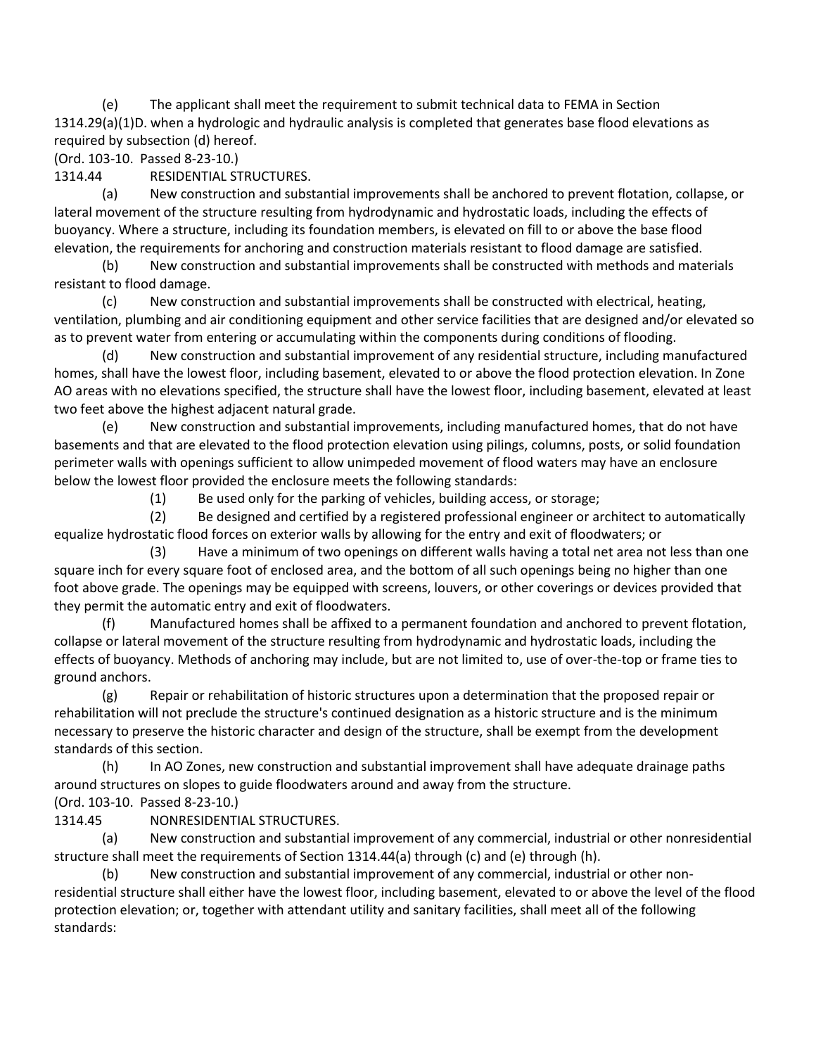(e) The applicant shall meet the requirement to submit technical data to FEMA in Section 1314.29(a)(1)D. when a hydrologic and hydraulic analysis is completed that generates base flood elevations as required by subsection (d) hereof.

(Ord. 103-10. Passed 8-23-10.)

## 1314.44 RESIDENTIAL STRUCTURES.

(a) New construction and substantial improvements shall be anchored to prevent flotation, collapse, or lateral movement of the structure resulting from hydrodynamic and hydrostatic loads, including the effects of buoyancy. Where a structure, including its foundation members, is elevated on fill to or above the base flood elevation, the requirements for anchoring and construction materials resistant to flood damage are satisfied.

(b) New construction and substantial improvements shall be constructed with methods and materials resistant to flood damage.

(c) New construction and substantial improvements shall be constructed with electrical, heating, ventilation, plumbing and air conditioning equipment and other service facilities that are designed and/or elevated so as to prevent water from entering or accumulating within the components during conditions of flooding.

(d) New construction and substantial improvement of any residential structure, including manufactured homes, shall have the lowest floor, including basement, elevated to or above the flood protection elevation. In Zone AO areas with no elevations specified, the structure shall have the lowest floor, including basement, elevated at least two feet above the highest adjacent natural grade.

(e) New construction and substantial improvements, including manufactured homes, that do not have basements and that are elevated to the flood protection elevation using pilings, columns, posts, or solid foundation perimeter walls with openings sufficient to allow unimpeded movement of flood waters may have an enclosure below the lowest floor provided the enclosure meets the following standards:

(1) Be used only for the parking of vehicles, building access, or storage;

(2) Be designed and certified by a registered professional engineer or architect to automatically equalize hydrostatic flood forces on exterior walls by allowing for the entry and exit of floodwaters; or

(3) Have a minimum of two openings on different walls having a total net area not less than one square inch for every square foot of enclosed area, and the bottom of all such openings being no higher than one foot above grade. The openings may be equipped with screens, louvers, or other coverings or devices provided that they permit the automatic entry and exit of floodwaters.

(f) Manufactured homes shall be affixed to a permanent foundation and anchored to prevent flotation, collapse or lateral movement of the structure resulting from hydrodynamic and hydrostatic loads, including the effects of buoyancy. Methods of anchoring may include, but are not limited to, use of over-the-top or frame ties to ground anchors.

(g) Repair or rehabilitation of historic structures upon a determination that the proposed repair or rehabilitation will not preclude the structure's continued designation as a historic structure and is the minimum necessary to preserve the historic character and design of the structure, shall be exempt from the development standards of this section.

(h) In AO Zones, new construction and substantial improvement shall have adequate drainage paths around structures on slopes to guide floodwaters around and away from the structure.

(Ord. 103-10. Passed 8-23-10.)

## 1314.45 NONRESIDENTIAL STRUCTURES.

(a) New construction and substantial improvement of any commercial, industrial or other nonresidential structure shall meet the requirements of Section 1314.44(a) through (c) and (e) through (h).

(b) New construction and substantial improvement of any commercial, industrial or other non-residential structure shall either have the lowest floor, including basement, elevated to or above the level of the flood protection elevation; or, together with attendant utility and sanitary facilities, shall meet all of the following standards: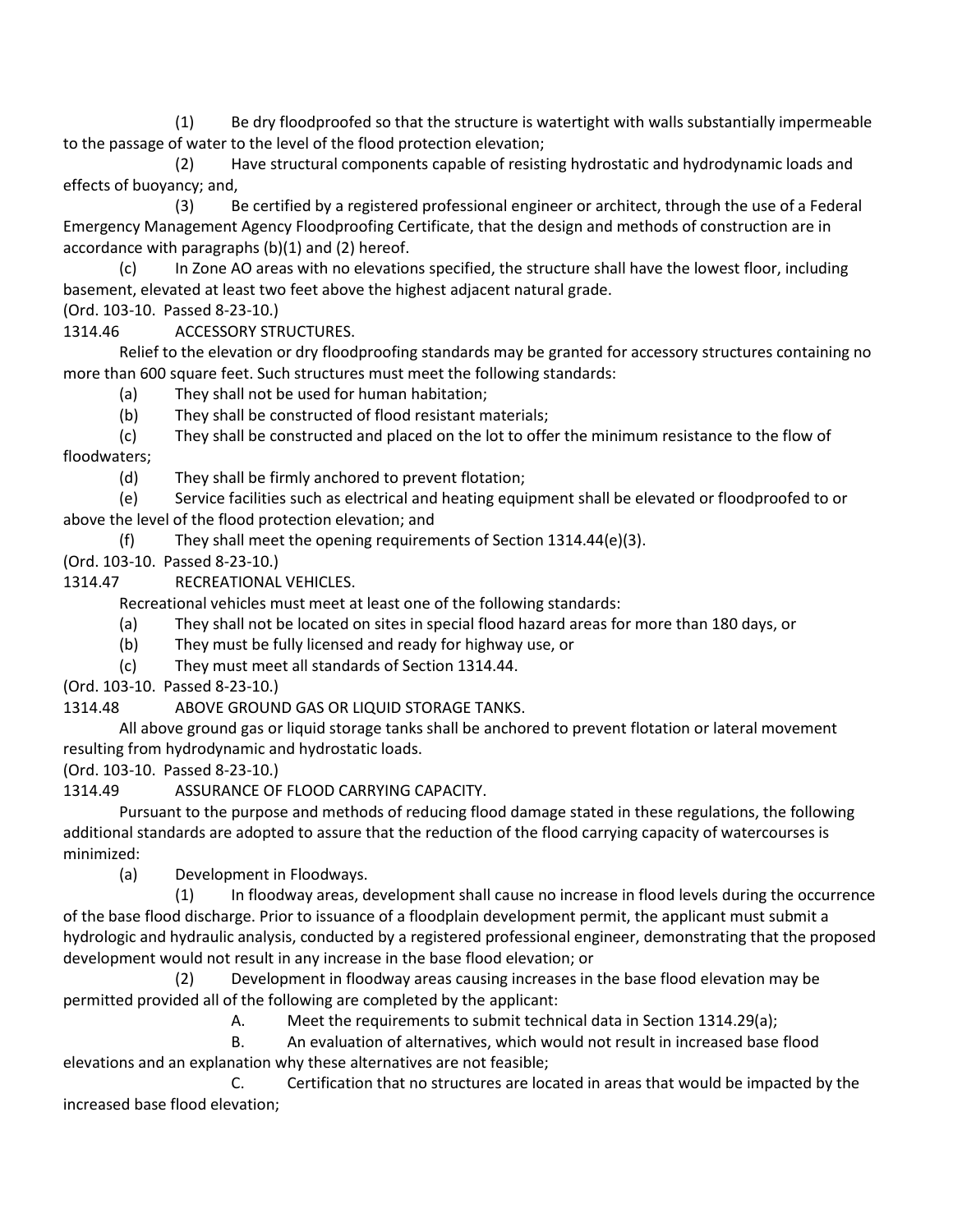(1) Be dry floodproofed so that the structure is watertight with walls substantially impermeable to the passage of water to the level of the flood protection elevation;

(2) Have structural components capable of resisting hydrostatic and hydrodynamic loads and effects of buoyancy; and,

(3) Be certified by a registered professional engineer or architect, through the use of a Federal Emergency Management Agency Floodproofing Certificate, that the design and methods of construction are in accordance with paragraphs (b)(1) and (2) hereof.

(c) In Zone AO areas with no elevations specified, the structure shall have the lowest floor, including basement, elevated at least two feet above the highest adjacent natural grade.

(Ord. 103-10. Passed 8-23-10.)

1314.46 ACCESSORY STRUCTURES.

Relief to the elevation or dry floodproofing standards may be granted for accessory structures containing no more than 600 square feet. Such structures must meet the following standards:

(a) They shall not be used for human habitation;

(b) They shall be constructed of flood resistant materials;

(c) They shall be constructed and placed on the lot to offer the minimum resistance to the flow of floodwaters;

(d) They shall be firmly anchored to prevent flotation;

(e) Service facilities such as electrical and heating equipment shall be elevated or floodproofed to or above the level of the flood protection elevation; and

(f) They shall meet the opening requirements of Section 1314.44(e)(3).

(Ord. 103-10. Passed 8-23-10.)

1314.47 RECREATIONAL VEHICLES.

Recreational vehicles must meet at least one of the following standards:

(a) They shall not be located on sites in special flood hazard areas for more than 180 days, or

(b) They must be fully licensed and ready for highway use, or

(c) They must meet all standards of Section 1314.44.

(Ord. 103-10. Passed 8-23-10.)

1314.48 ABOVE GROUND GAS OR LIQUID STORAGE TANKS.

All above ground gas or liquid storage tanks shall be anchored to prevent flotation or lateral movement resulting from hydrodynamic and hydrostatic loads.

(Ord. 103-10. Passed 8-23-10.)

1314.49 ASSURANCE OF FLOOD CARRYING CAPACITY.

Pursuant to the purpose and methods of reducing flood damage stated in these regulations, the following additional standards are adopted to assure that the reduction of the flood carrying capacity of watercourses is minimized:

(a) Development in Floodways.

(1) In floodway areas, development shall cause no increase in flood levels during the occurrence of the base flood discharge. Prior to issuance of a floodplain development permit, the applicant must submit a hydrologic and hydraulic analysis, conducted by a registered professional engineer, demonstrating that the proposed development would not result in any increase in the base flood elevation; or

(2) Development in floodway areas causing increases in the base flood elevation may be permitted provided all of the following are completed by the applicant:

A. Meet the requirements to submit technical data in Section 1314.29(a);

B. An evaluation of alternatives, which would not result in increased base flood elevations and an explanation why these alternatives are not feasible;

C. Certification that no structures are located in areas that would be impacted by the increased base flood elevation;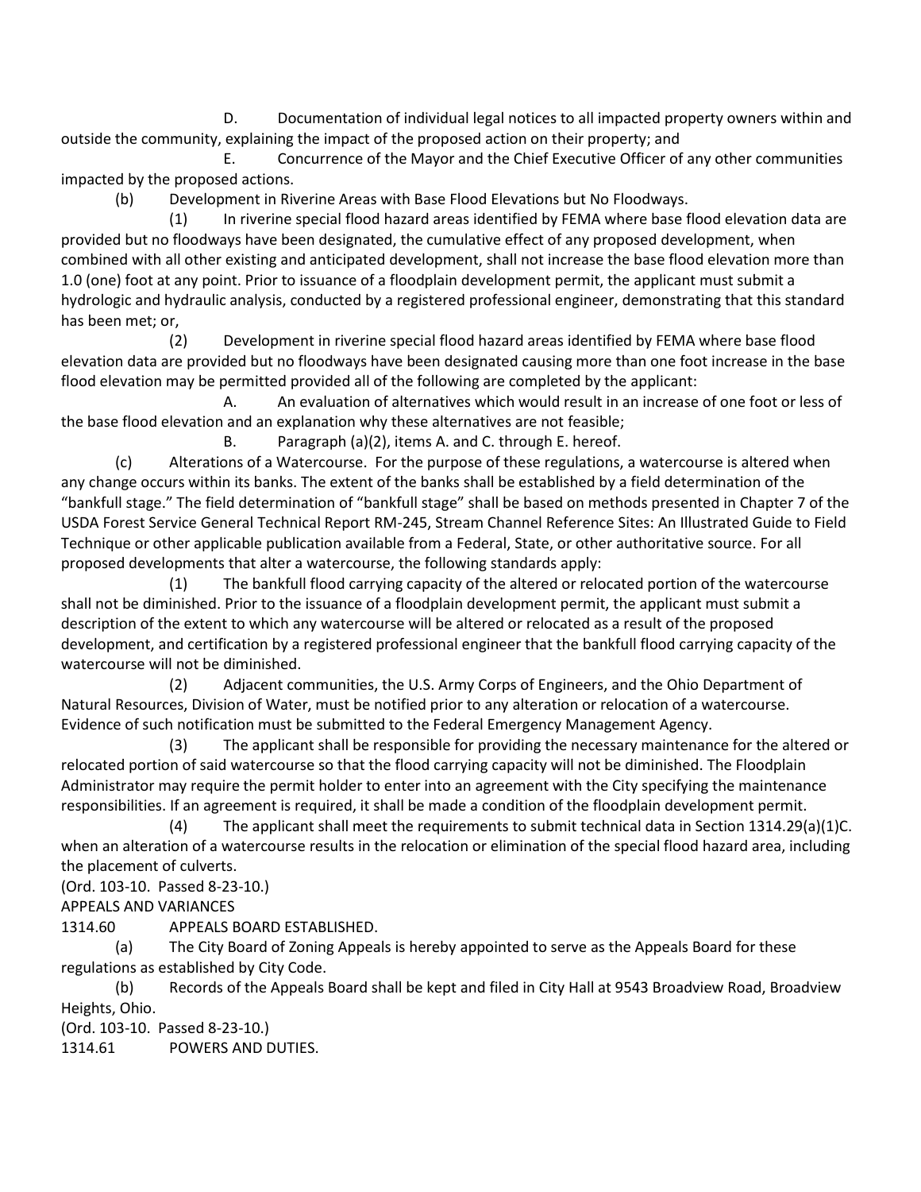D. Documentation of individual legal notices to all impacted property owners within and outside the community, explaining the impact of the proposed action on their property; and

E. Concurrence of the Mayor and the Chief Executive Officer of any other communities impacted by the proposed actions.

(b) Development in Riverine Areas with Base Flood Elevations but No Floodways.

(1) In riverine special flood hazard areas identified by FEMA where base flood elevation data are provided but no floodways have been designated, the cumulative effect of any proposed development, when combined with all other existing and anticipated development, shall not increase the base flood elevation more than 1.0 (one) foot at any point. Prior to issuance of a floodplain development permit, the applicant must submit a hydrologic and hydraulic analysis, conducted by a registered professional engineer, demonstrating that this standard has been met; or,

(2) Development in riverine special flood hazard areas identified by FEMA where base flood elevation data are provided but no floodways have been designated causing more than one foot increase in the base flood elevation may be permitted provided all of the following are completed by the applicant:

A. An evaluation of alternatives which would result in an increase of one foot or less of the base flood elevation and an explanation why these alternatives are not feasible;

B. Paragraph (a)(2), items A. and C. through E. hereof.

(c) Alterations of a Watercourse. For the purpose of these regulations, a watercourse is altered when any change occurs within its banks. The extent of the banks shall be established by a field determination of the "bankfull stage." The field determination of "bankfull stage" shall be based on methods presented in Chapter 7 of the USDA Forest Service General Technical Report RM-245, Stream Channel Reference Sites: An Illustrated Guide to Field Technique or other applicable publication available from a Federal, State, or other authoritative source. For all proposed developments that alter a watercourse, the following standards apply:

(1) The bankfull flood carrying capacity of the altered or relocated portion of the watercourse shall not be diminished. Prior to the issuance of a floodplain development permit, the applicant must submit a description of the extent to which any watercourse will be altered or relocated as a result of the proposed development, and certification by a registered professional engineer that the bankfull flood carrying capacity of the watercourse will not be diminished.

(2) Adjacent communities, the U.S. Army Corps of Engineers, and the Ohio Department of Natural Resources, Division of Water, must be notified prior to any alteration or relocation of a watercourse. Evidence of such notification must be submitted to the Federal Emergency Management Agency.

(3) The applicant shall be responsible for providing the necessary maintenance for the altered or relocated portion of said watercourse so that the flood carrying capacity will not be diminished. The Floodplain Administrator may require the permit holder to enter into an agreement with the City specifying the maintenance responsibilities. If an agreement is required, it shall be made a condition of the floodplain development permit.

(4) The applicant shall meet the requirements to submit technical data in Section 1314.29(a)(1)C. when an alteration of a watercourse results in the relocation or elimination of the special flood hazard area, including the placement of culverts.

(Ord. 103-10. Passed 8-23-10.)

APPEALS AND VARIANCES

1314.60 APPEALS BOARD ESTABLISHED.

(a) The City Board of Zoning Appeals is hereby appointed to serve as the Appeals Board for these regulations as established by City Code.

(b) Records of the Appeals Board shall be kept and filed in City Hall at 9543 Broadview Road, Broadview Heights, Ohio.

(Ord. 103-10. Passed 8-23-10.)

1314.61 POWERS AND DUTIES.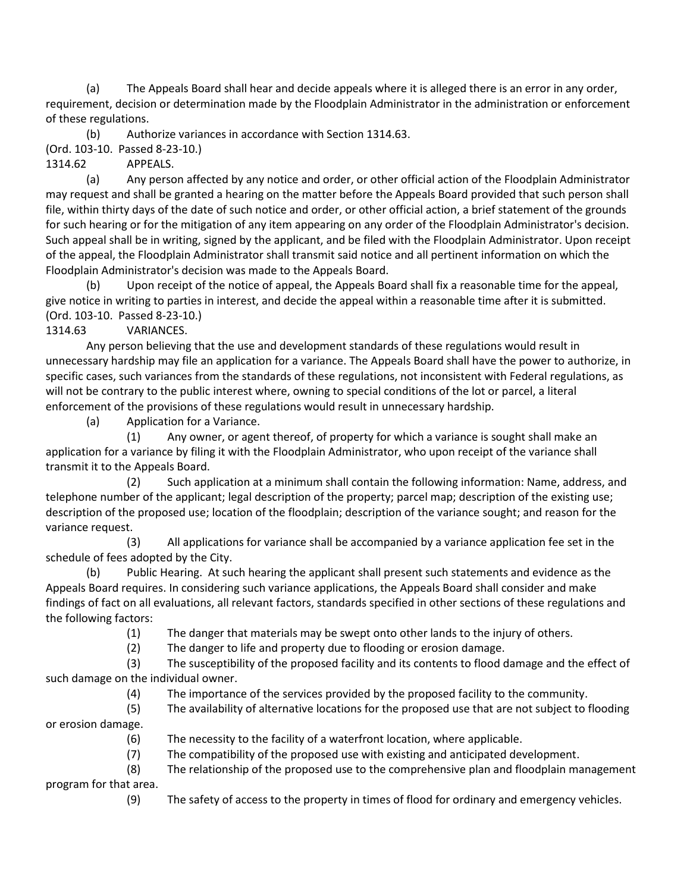(a) The Appeals Board shall hear and decide appeals where it is alleged there is an error in any order, requirement, decision or determination made by the Floodplain Administrator in the administration or enforcement of these regulations.

(b) Authorize variances in accordance with Section 1314.63.

(Ord. 103-10. Passed 8-23-10.)

1314.62 APPEALS.

(a) Any person affected by any notice and order, or other official action of the Floodplain Administrator may request and shall be granted a hearing on the matter before the Appeals Board provided that such person shall file, within thirty days of the date of such notice and order, or other official action, a brief statement of the grounds for such hearing or for the mitigation of any item appearing on any order of the Floodplain Administrator's decision. Such appeal shall be in writing, signed by the applicant, and be filed with the Floodplain Administrator. Upon receipt of the appeal, the Floodplain Administrator shall transmit said notice and all pertinent information on which the Floodplain Administrator's decision was made to the Appeals Board.

(b) Upon receipt of the notice of appeal, the Appeals Board shall fix a reasonable time for the appeal, give notice in writing to parties in interest, and decide the appeal within a reasonable time after it is submitted.

(Ord. 103-10. Passed 8-23-10.)

1314.63 VARIANCES.

Any person believing that the use and development standards of these regulations would result in unnecessary hardship may file an application for a variance. The Appeals Board shall have the power to authorize, in specific cases, such variances from the standards of these regulations, not inconsistent with Federal regulations, as will not be contrary to the public interest where, owning to special conditions of the lot or parcel, a literal enforcement of the provisions of these regulations would result in unnecessary hardship.

(a) Application for a Variance.

(1) Any owner, or agent thereof, of property for which a variance is sought shall make an application for a variance by filing it with the Floodplain Administrator, who upon receipt of the variance shall transmit it to the Appeals Board.

(2) Such application at a minimum shall contain the following information: Name, address, and telephone number of the applicant; legal description of the property; parcel map; description of the existing use; description of the proposed use; location of the floodplain; description of the variance sought; and reason for the variance request.

(3) All applications for variance shall be accompanied by a variance application fee set in the schedule of fees adopted by the City.

(b) Public Hearing. At such hearing the applicant shall present such statements and evidence as the Appeals Board requires. In considering such variance applications, the Appeals Board shall consider and make findings of fact on all evaluations, all relevant factors, standards specified in other sections of these regulations and the following factors:

(1) The danger that materials may be swept onto other lands to the injury of others.

(2) The danger to life and property due to flooding or erosion damage.

(3) The susceptibility of the proposed facility and its contents to flood damage and the effect of such damage on the individual owner.

(4) The importance of the services provided by the proposed facility to the community.

(5) The availability of alternative locations for the proposed use that are not subject to flooding or erosion damage.

(6) The necessity to the facility of a waterfront location, where applicable.

(7) The compatibility of the proposed use with existing and anticipated development.

(8) The relationship of the proposed use to the comprehensive plan and floodplain management program for that area.

(9) The safety of access to the property in times of flood for ordinary and emergency vehicles.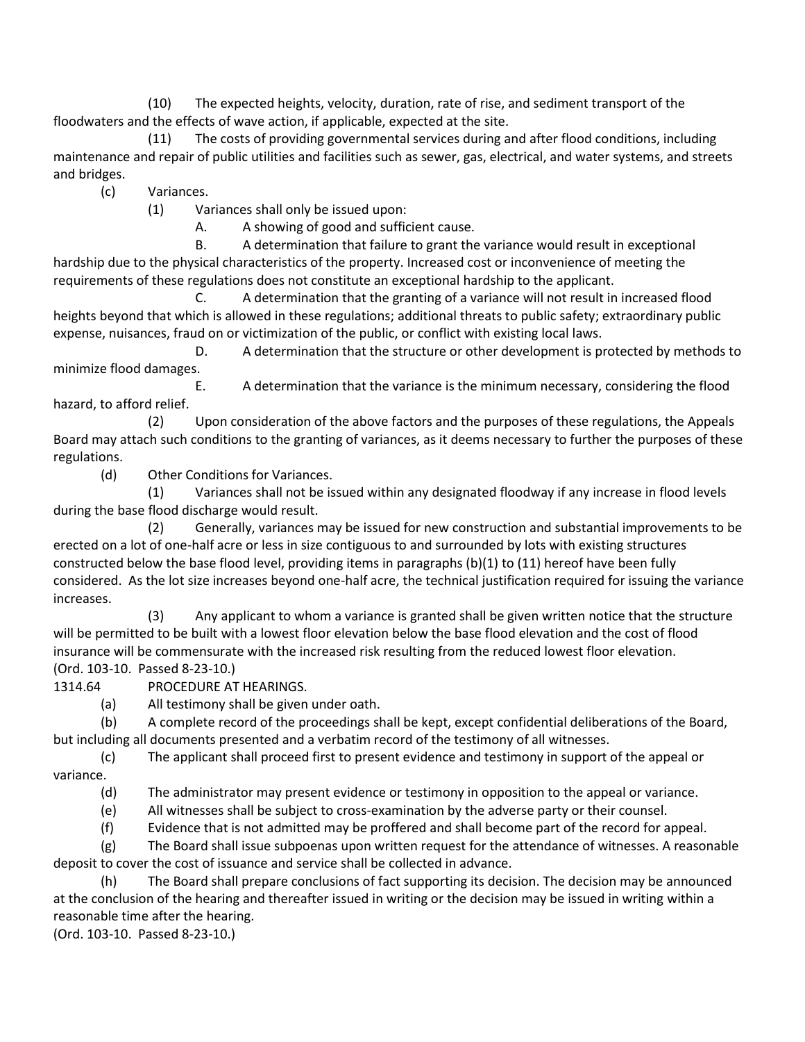(10) The expected heights, velocity, duration, rate of rise, and sediment transport of the floodwaters and the effects of wave action, if applicable, expected at the site.

(11) The costs of providing governmental services during and after flood conditions, including maintenance and repair of public utilities and facilities such as sewer, gas, electrical, and water systems, and streets and bridges.

(c) Variances.

(1) Variances shall only be issued upon:

A. A showing of good and sufficient cause.

B. A determination that failure to grant the variance would result in exceptional hardship due to the physical characteristics of the property. Increased cost or inconvenience of meeting the requirements of these regulations does not constitute an exceptional hardship to the applicant.

C. A determination that the granting of a variance will not result in increased flood heights beyond that which is allowed in these regulations; additional threats to public safety; extraordinary public expense, nuisances, fraud on or victimization of the public, or conflict with existing local laws.

D. A determination that the structure or other development is protected by methods to minimize flood damages.

E. A determination that the variance is the minimum necessary, considering the flood hazard, to afford relief.

(2) Upon consideration of the above factors and the purposes of these regulations, the Appeals Board may attach such conditions to the granting of variances, as it deems necessary to further the purposes of these regulations.

(d) Other Conditions for Variances.

(1) Variances shall not be issued within any designated floodway if any increase in flood levels during the base flood discharge would result.

(2) Generally, variances may be issued for new construction and substantial improvements to be erected on a lot of one-half acre or less in size contiguous to and surrounded by lots with existing structures constructed below the base flood level, providing items in paragraphs (b)(1) to (11) hereof have been fully considered. As the lot size increases beyond one-half acre, the technical justification required for issuing the variance increases.

(3) Any applicant to whom a variance is granted shall be given written notice that the structure will be permitted to be built with a lowest floor elevation below the base flood elevation and the cost of flood insurance will be commensurate with the increased risk resulting from the reduced lowest floor elevation.

(Ord. 103-10. Passed 8-23-10.)

1314.64 PROCEDURE AT HEARINGS.

(a) All testimony shall be given under oath.

(b) A complete record of the proceedings shall be kept, except confidential deliberations of the Board, but including all documents presented and a verbatim record of the testimony of all witnesses.

(c) The applicant shall proceed first to present evidence and testimony in support of the appeal or variance.

(d) The administrator may present evidence or testimony in opposition to the appeal or variance.

(e) All witnesses shall be subject to cross-examination by the adverse party or their counsel.

(f) Evidence that is not admitted may be proffered and shall become part of the record for appeal.

(g) The Board shall issue subpoenas upon written request for the attendance of witnesses. A reasonable deposit to cover the cost of issuance and service shall be collected in advance.

(h) The Board shall prepare conclusions of fact supporting its decision. The decision may be announced at the conclusion of the hearing and thereafter issued in writing or the decision may be issued in writing within a reasonable time after the hearing.

(Ord. 103-10. Passed 8-23-10.)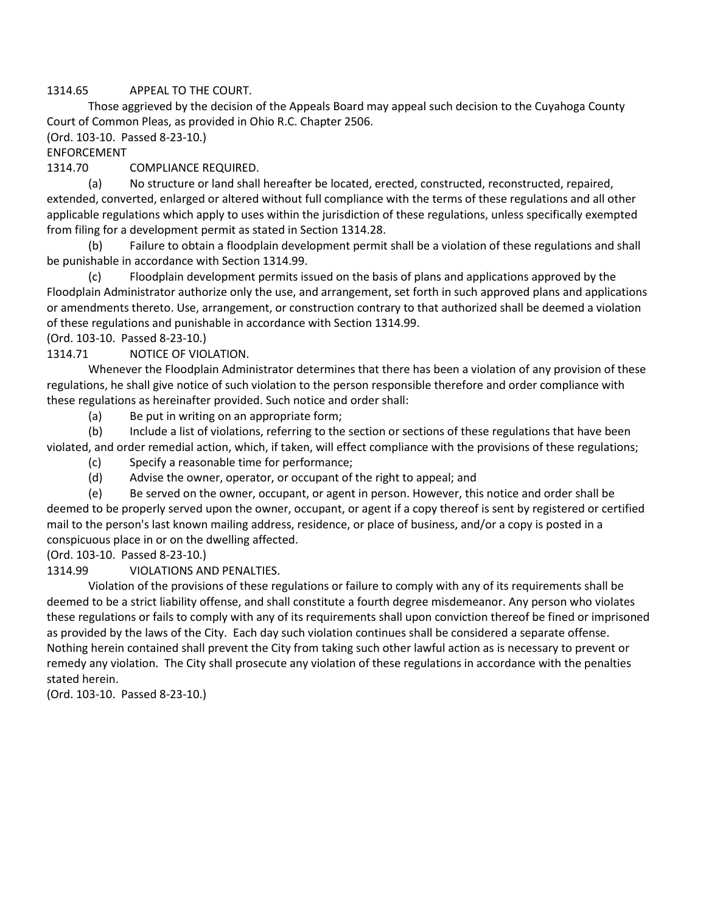1314.65 APPEAL TO THE COURT.

Those aggrieved by the decision of the Appeals Board may appeal such decision to the Cuyahoga County Court of Common Pleas, as provided in Ohio R.C. Chapter 2506.

(Ord. 103-10. Passed 8-23-10.)

ENFORCEMENT

1314.70 COMPLIANCE REQUIRED.

(a) No structure or land shall hereafter be located, erected, constructed, reconstructed, repaired, extended, converted, enlarged or altered without full compliance with the terms of these regulations and all other applicable regulations which apply to uses within the jurisdiction of these regulations, unless specifically exempted from filing for a development permit as stated in Section 1314.28.

(b) Failure to obtain a floodplain development permit shall be a violation of these regulations and shall be punishable in accordance with Section 1314.99.

(c) Floodplain development permits issued on the basis of plans and applications approved by the Floodplain Administrator authorize only the use, and arrangement, set forth in such approved plans and applications or amendments thereto. Use, arrangement, or construction contrary to that authorized shall be deemed a violation of these regulations and punishable in accordance with Section 1314.99.

(Ord. 103-10. Passed 8-23-10.)

1314.71 NOTICE OF VIOLATION.

Whenever the Floodplain Administrator determines that there has been a violation of any provision of these regulations, he shall give notice of such violation to the person responsible therefore and order compliance with these regulations as hereinafter provided. Such notice and order shall:

(a) Be put in writing on an appropriate form;

(b) Include a list of violations, referring to the section or sections of these regulations that have been violated, and order remedial action, which, if taken, will effect compliance with the provisions of these regulations;

(c) Specify a reasonable time for performance;

(d) Advise the owner, operator, or occupant of the right to appeal; and

(e) Be served on the owner, occupant, or agent in person. However, this notice and order shall be deemed to be properly served upon the owner, occupant, or agent if a copy thereof is sent by registered or certified mail to the person's last known mailing address, residence, or place of business, and/or a copy is posted in a conspicuous place in or on the dwelling affected.

(Ord. 103-10. Passed 8-23-10.)

1314.99 VIOLATIONS AND PENALTIES.

Violation of the provisions of these regulations or failure to comply with any of its requirements shall be deemed to be a strict liability offense, and shall constitute a fourth degree misdemeanor. Any person who violates these regulations or fails to comply with any of its requirements shall upon conviction thereof be fined or imprisoned as provided by the laws of the City. Each day such violation continues shall be considered a separate offense. Nothing herein contained shall prevent the City from taking such other lawful action as is necessary to prevent or remedy any violation. The City shall prosecute any violation of these regulations in accordance with the penalties stated herein.

(Ord. 103-10. Passed 8-23-10.)